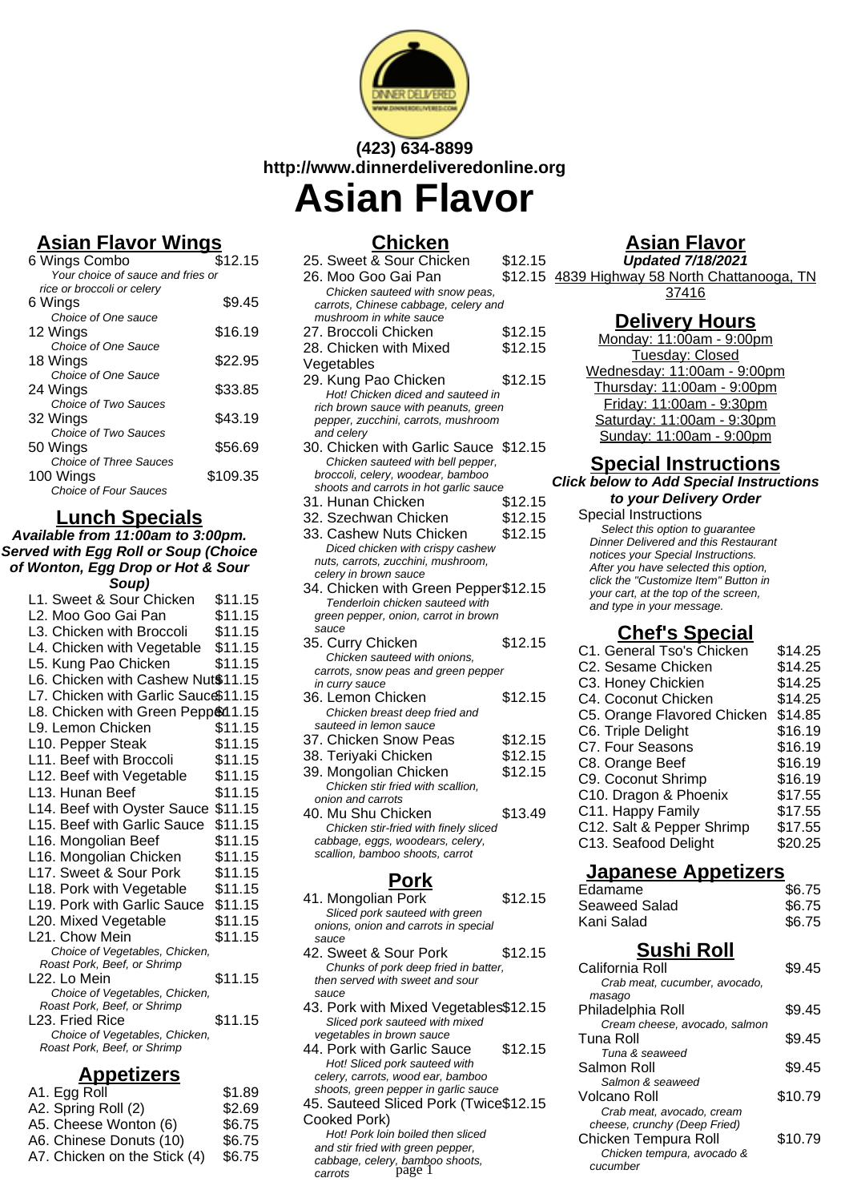(423) 634-8899
http://www.dinnerdeliveredonline.org

# Asian Flavor

## Asian Flavor Wings

| Item | Price |
|---|---|
| 6 Wings Combo<br>*Your choice of sauce and fries or rice or broccoli or celery* | $12.15 |
| 6 Wings<br>*Choice of One sauce* | $9.45 |
| 12 Wings<br>*Choice of One Sauce* | $16.19 |
| 18 Wings<br>*Choice of One Sauce* | $22.95 |
| 24 Wings<br>*Choice of Two Sauces* | $33.85 |
| 32 Wings<br>*Choice of Two Sauces* | $43.19 |
| 50 Wings<br>*Choice of Three Sauces* | $56.69 |
| 100 Wings<br>*Choice of Four Sauces* | $109.35 |

## Lunch Specials

**Available from 11:00am to 3:00pm. Served with Egg Roll or Soup (Choice of Wonton, Egg Drop or Hot & Sour Soup)**

| Item | Price |
|---|---|
| L1. Sweet & Sour Chicken | $11.15 |
| L2. Moo Goo Gai Pan | $11.15 |
| L3. Chicken with Broccoli | $11.15 |
| L4. Chicken with Vegetable | $11.15 |
| L5. Kung Pao Chicken | $11.15 |
| L6. Chicken with Cashew Nuts | $11.15 |
| L7. Chicken with Garlic Sauce | $11.15 |
| L8. Chicken with Green Pepper | $11.15 |
| L9. Lemon Chicken | $11.15 |
| L10. Pepper Steak | $11.15 |
| L11. Beef with Broccoli | $11.15 |
| L12. Beef with Vegetable | $11.15 |
| L13. Hunan Beef | $11.15 |
| L14. Beef with Oyster Sauce | $11.15 |
| L15. Beef with Garlic Sauce | $11.15 |
| L16. Mongolian Beef | $11.15 |
| L16. Mongolian Chicken | $11.15 |
| L17. Sweet & Sour Pork | $11.15 |
| L18. Pork with Vegetable | $11.15 |
| L19. Pork with Garlic Sauce | $11.15 |
| L20. Mixed Vegetable | $11.15 |
| L21. Chow Mein<br>*Choice of Vegetables, Chicken, Roast Pork, Beef, or Shrimp* | $11.15 |
| L22. Lo Mein<br>*Choice of Vegetables, Chicken, Roast Pork, Beef, or Shrimp* | $11.15 |
| L23. Fried Rice<br>*Choice of Vegetables, Chicken, Roast Pork, Beef, or Shrimp* | $11.15 |

## Appetizers

| Item | Price |
|---|---|
| A1. Egg Roll | $1.89 |
| A2. Spring Roll (2) | $2.69 |
| A5. Cheese Wonton (6) | $6.75 |
| A6. Chinese Donuts (10) | $6.75 |
| A7. Chicken on the Stick (4) | $6.75 |

## Chicken

| Item | Price |
|---|---|
| 25. Sweet & Sour Chicken | $12.15 |
| 26. Moo Goo Gai Pan<br>*Chicken sauteed with snow peas, carrots, Chinese cabbage, celery and mushroom in white sauce* | $12.15 |
| 27. Broccoli Chicken | $12.15 |
| 28. Chicken with Mixed Vegetables | $12.15 |
| 29. Kung Pao Chicken<br>*Hot! Chicken diced and sauteed in rich brown sauce with peanuts, green pepper, zucchini, carrots, mushroom and celery* | $12.15 |
| 30. Chicken with Garlic Sauce<br>*Chicken sauteed with bell pepper, broccoli, celery, woodear, bamboo shoots and carrots in hot garlic sauce* | $12.15 |
| 31. Hunan Chicken | $12.15 |
| 32. Szechwan Chicken | $12.15 |
| 33. Cashew Nuts Chicken<br>*Diced chicken with crispy cashew nuts, carrots, zucchini, mushroom, celery in brown sauce* | $12.15 |
| 34. Chicken with Green Pepper<br>*Tenderloin chicken sauteed with green pepper, onion, carrot in brown sauce* | $12.15 |
| 35. Curry Chicken<br>*Chicken sauteed with onions, carrots, snow peas and green pepper in curry sauce* | $12.15 |
| 36. Lemon Chicken<br>*Chicken breast deep fried and sauteed in lemon sauce* | $12.15 |
| 37. Chicken Snow Peas | $12.15 |
| 38. Teriyaki Chicken | $12.15 |
| 39. Mongolian Chicken<br>*Chicken stir fried with scallion, onion and carrots* | $12.15 |
| 40. Mu Shu Chicken<br>*Chicken stir-fried with finely sliced cabbage, eggs, woodears, celery, scallion, bamboo shoots, carrot* | $13.49 |

## Pork

| Item | Price |
|---|---|
| 41. Mongolian Pork<br>*Sliced pork sauteed with green onions, onion and carrots in special sauce* | $12.15 |
| 42. Sweet & Sour Pork<br>*Chunks of pork deep fried in batter, then served with sweet and sour sauce* | $12.15 |
| 43. Pork with Mixed Vegetables<br>*Sliced pork sauteed with mixed vegetables in brown sauce* | $12.15 |
| 44. Pork with Garlic Sauce<br>*Hot! Sliced pork sauteed with celery, carrots, wood ear, bamboo shoots, green pepper in garlic sauce* | $12.15 |
| 45. Sauteed Sliced Pork (Twice Cooked Pork)<br>*Hot! Pork loin boiled then sliced and stir fried with green pepper, cabbage, celery, bamboo shoots, carrots* | $12.15 |

## Asian Flavor

**Updated 7/18/2021**

4839 Highway 58 North Chattanooga, TN 37416

## Delivery Hours

Monday: 11:00am - 9:00pm
Tuesday: Closed
Wednesday: 11:00am - 9:00pm
Thursday: 11:00am - 9:00pm
Friday: 11:00am - 9:30pm
Saturday: 11:00am - 9:30pm
Sunday: 11:00am - 9:00pm

## Special Instructions

***Click below to Add Special Instructions to your Delivery Order***

Special Instructions
*Select this option to guarantee Dinner Delivered and this Restaurant notices your Special Instructions. After you have selected this option, click the "Customize Item" Button in your cart, at the top of the screen, and type in your message.*

## Chef's Special

| Item | Price |
|---|---|
| C1. General Tso's Chicken | $14.25 |
| C2. Sesame Chicken | $14.25 |
| C3. Honey Chickien | $14.25 |
| C4. Coconut Chicken | $14.25 |
| C5. Orange Flavored Chicken | $14.85 |
| C6. Triple Delight | $16.19 |
| C7. Four Seasons | $16.19 |
| C8. Orange Beef | $16.19 |
| C9. Coconut Shrimp | $16.19 |
| C10. Dragon & Phoenix | $17.55 |
| C11. Happy Family | $17.55 |
| C12. Salt & Pepper Shrimp | $17.55 |
| C13. Seafood Delight | $20.25 |

## Japanese Appetizers

| Item | Price |
|---|---|
| Edamame | $6.75 |
| Seaweed Salad | $6.75 |
| Kani Salad | $6.75 |

## Sushi Roll

| Item | Price |
|---|---|
| California Roll<br>*Crab meat, cucumber, avocado, masago* | $9.45 |
| Philadelphia Roll<br>*Cream cheese, avocado, salmon* | $9.45 |
| Tuna Roll<br>*Tuna & seaweed* | $9.45 |
| Salmon Roll<br>*Salmon & seaweed* | $9.45 |
| Volcano Roll<br>*Crab meat, avocado, cream cheese, crunchy (Deep Fried)* | $10.79 |
| Chicken Tempura Roll<br>*Chicken tempura, avocado & cucumber* | $10.79 |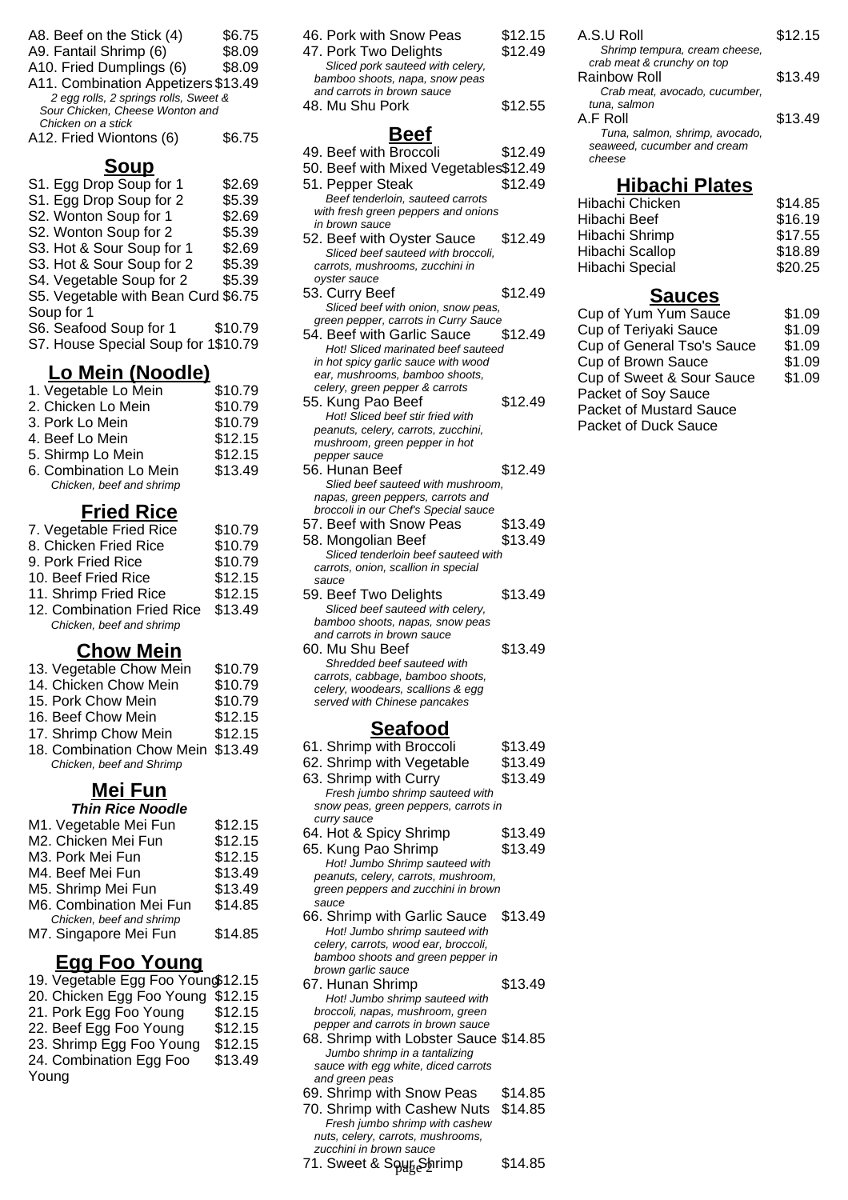A8. Beef on the Stick (4) $6.75
A9. Fantail Shrimp (6) $8.09
A10. Fried Dumplings (6) $8.09
A11. Combination Appetizers $13.49
*2 egg rolls, 2 springs rolls, Sweet & Sour Chicken, Cheese Wonton and Chicken on a stick*
A12. Fried Wiontons (6) $6.75

## Soup

S1. Egg Drop Soup for 1 $2.69
S1. Egg Drop Soup for 2 $5.39
S2. Wonton Soup for 1 $2.69
S2. Wonton Soup for 2 $5.39
S3. Hot & Sour Soup for 1 $2.69
S3. Hot & Sour Soup for 2 $5.39
S4. Vegetable Soup for 2 $5.39
S5. Vegetable with Bean Curd Soup for 1 $6.75
S6. Seafood Soup for 1 $10.79
S7. House Special Soup for 1 $10.79

## Lo Mein (Noodle)

1. Vegetable Lo Mein $10.79
2. Chicken Lo Mein $10.79
3. Pork Lo Mein $10.79
4. Beef Lo Mein $12.15
5. Shirmp Lo Mein $12.15
6. Combination Lo Mein $13.49
*Chicken, beef and shrimp*

## Fried Rice

7. Vegetable Fried Rice $10.79
8. Chicken Fried Rice $10.79
9. Pork Fried Rice $10.79
10. Beef Fried Rice $12.15
11. Shrimp Fried Rice $12.15
12. Combination Fried Rice $13.49
*Chicken, beef and shrimp*

## Chow Mein

13. Vegetable Chow Mein $10.79
14. Chicken Chow Mein $10.79
15. Pork Chow Mein $10.79
16. Beef Chow Mein $12.15
17. Shrimp Chow Mein $12.15
18. Combination Chow Mein $13.49
*Chicken, beef and Shrimp*

## Mei Fun

***Thin Rice Noodle***

M1. Vegetable Mei Fun $12.15
M2. Chicken Mei Fun $12.15
M3. Pork Mei Fun $12.15
M4. Beef Mei Fun $13.49
M5. Shrimp Mei Fun $13.49
M6. Combination Mei Fun $14.85
*Chicken, beef and shrimp*
M7. Singapore Mei Fun $14.85

## Egg Foo Young

19. Vegetable Egg Foo Young $12.15
20. Chicken Egg Foo Young $12.15
21. Pork Egg Foo Young $12.15
22. Beef Egg Foo Young $12.15
23. Shrimp Egg Foo Young $12.15
24. Combination Egg Foo Young $13.49

46. Pork with Snow Peas $12.15
47. Pork Two Delights $12.49
*Sliced pork sauteed with celery, bamboo shoots, napa, snow peas and carrots in brown sauce*
48. Mu Shu Pork $12.55

## Beef

49. Beef with Broccoli $12.49
50. Beef with Mixed Vegetables $12.49
51. Pepper Steak $12.49
*Beef tenderloin, sauteed carrots with fresh green peppers and onions in brown sauce*
52. Beef with Oyster Sauce $12.49
*Sliced beef sauteed with broccoli, carrots, mushrooms, zucchini in oyster sauce*
53. Curry Beef $12.49
*Sliced beef with onion, snow peas, green pepper, carrots in Curry Sauce*
54. Beef with Garlic Sauce $12.49
*Hot! Sliced marinated beef sauteed in hot spicy garlic sauce with wood ear, mushrooms, bamboo shoots, celery, green pepper & carrots*
55. Kung Pao Beef $12.49
*Hot! Sliced beef stir fried with peanuts, celery, carrots, zucchini, mushroom, green pepper in hot pepper sauce*
56. Hunan Beef $12.49
*Slied beef sauteed with mushroom, napas, green peppers, carrots and broccoli in our Chef's Special sauce*
57. Beef with Snow Peas $13.49
58. Mongolian Beef $13.49
*Sliced tenderloin beef sauteed with carrots, onion, scallion in special sauce*
59. Beef Two Delights $13.49
*Sliced beef sauteed with celery, bamboo shoots, napas, snow peas and carrots in brown sauce*
60. Mu Shu Beef $13.49
*Shredded beef sauteed with carrots, cabbage, bamboo shoots, celery, woodears, scallions & egg served with Chinese pancakes*

## Seafood

61. Shrimp with Broccoli $13.49
62. Shrimp with Vegetable $13.49
63. Shrimp with Curry $13.49
*Fresh jumbo shrimp sauteed with snow peas, green peppers, carrots in curry sauce*
64. Hot & Spicy Shrimp $13.49
65. Kung Pao Shrimp $13.49
*Hot! Jumbo Shrimp sauteed with peanuts, celery, carrots, mushroom, green peppers and zucchini in brown sauce*
66. Shrimp with Garlic Sauce $13.49
*Hot! Jumbo shrimp sauteed with celery, carrots, wood ear, broccoli, bamboo shoots and green pepper in brown garlic sauce*
67. Hunan Shrimp $13.49
*Hot! Jumbo shrimp sauteed with broccoli, napas, mushroom, green pepper and carrots in brown sauce*
68. Shrimp with Lobster Sauce $14.85
*Jumbo shrimp in a tantalizing sauce with egg white, diced carrots and green peas*
69. Shrimp with Snow Peas $14.85
70. Shrimp with Cashew Nuts $14.85
*Fresh jumbo shrimp with cashew nuts, celery, carrots, mushrooms, zucchini in brown sauce*
71. Sweet & Sour Shrimp $14.85

A.S.U Roll $12.15
*Shrimp tempura, cream cheese, crab meat & crunchy on top*
Rainbow Roll $13.49
*Crab meat, avocado, cucumber, tuna, salmon*
A.F Roll $13.49
*Tuna, salmon, shrimp, avocado, seaweed, cucumber and cream cheese*

## Hibachi Plates

Hibachi Chicken $14.85
Hibachi Beef $16.19
Hibachi Shrimp $17.55
Hibachi Scallop $18.89
Hibachi Special $20.25

## Sauces

Cup of Yum Yum Sauce $1.09
Cup of Teriyaki Sauce $1.09
Cup of General Tso's Sauce $1.09
Cup of Brown Sauce $1.09
Cup of Sweet & Sour Sauce $1.09
Packet of Soy Sauce
Packet of Mustard Sauce
Packet of Duck Sauce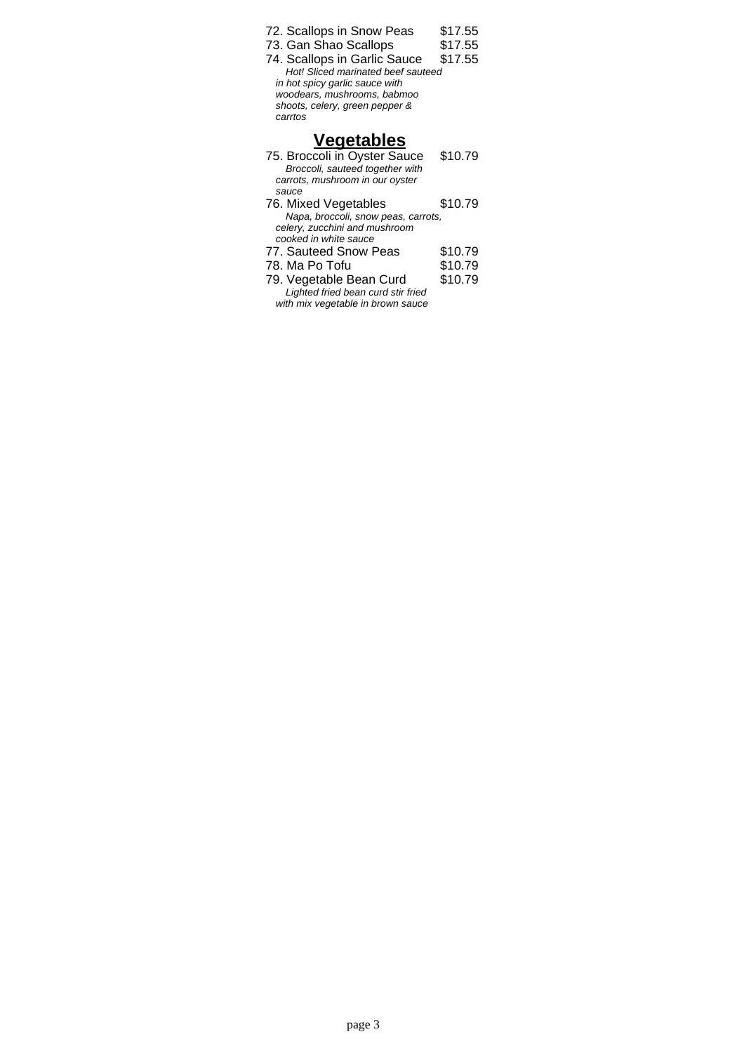72. Scallops in Snow Peas $17.55

73. Gan Shao Scallops $17.55

74. Scallops in Garlic Sauce $17.55

*Hot! Sliced marinated beef sauteed in hot spicy garlic sauce with woodears, mushrooms, babmoo shoots, celery, green pepper & carrtos*

## Vegetables

75. Broccoli in Oyster Sauce $10.79

*Broccoli, sauteed together with carrots, mushroom in our oyster sauce*

76. Mixed Vegetables $10.79

*Napa, broccoli, snow peas, carrots, celery, zucchini and mushroom cooked in white sauce*

77. Sauteed Snow Peas $10.79

78. Ma Po Tofu $10.79

79. Vegetable Bean Curd $10.79

*Lighted fried bean curd stir fried with mix vegetable in brown sauce*